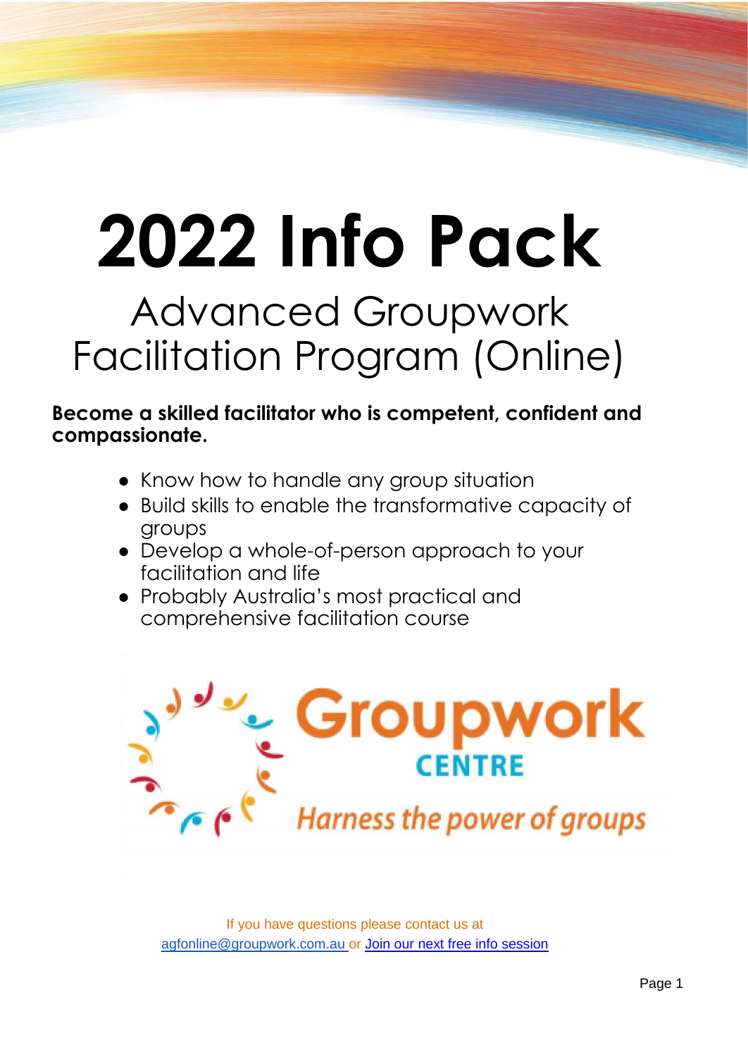# 2022 Info Pack

## Advanced Groupwork Facilitation Program (Online)

**Become a skilled facilitator who is competent, confident and compassionate.**

- Know how to handle any group situation
- Build skills to enable the transformative capacity of groups
- Develop a whole-of-person approach to your facilitation and life
- Probably Australia's most practical and comprehensive facilitation course

Groupwork CENTRE

*Harness the power of groups*

If you have questions please contact us at agfonline@groupwork.com.au or Join our next free info session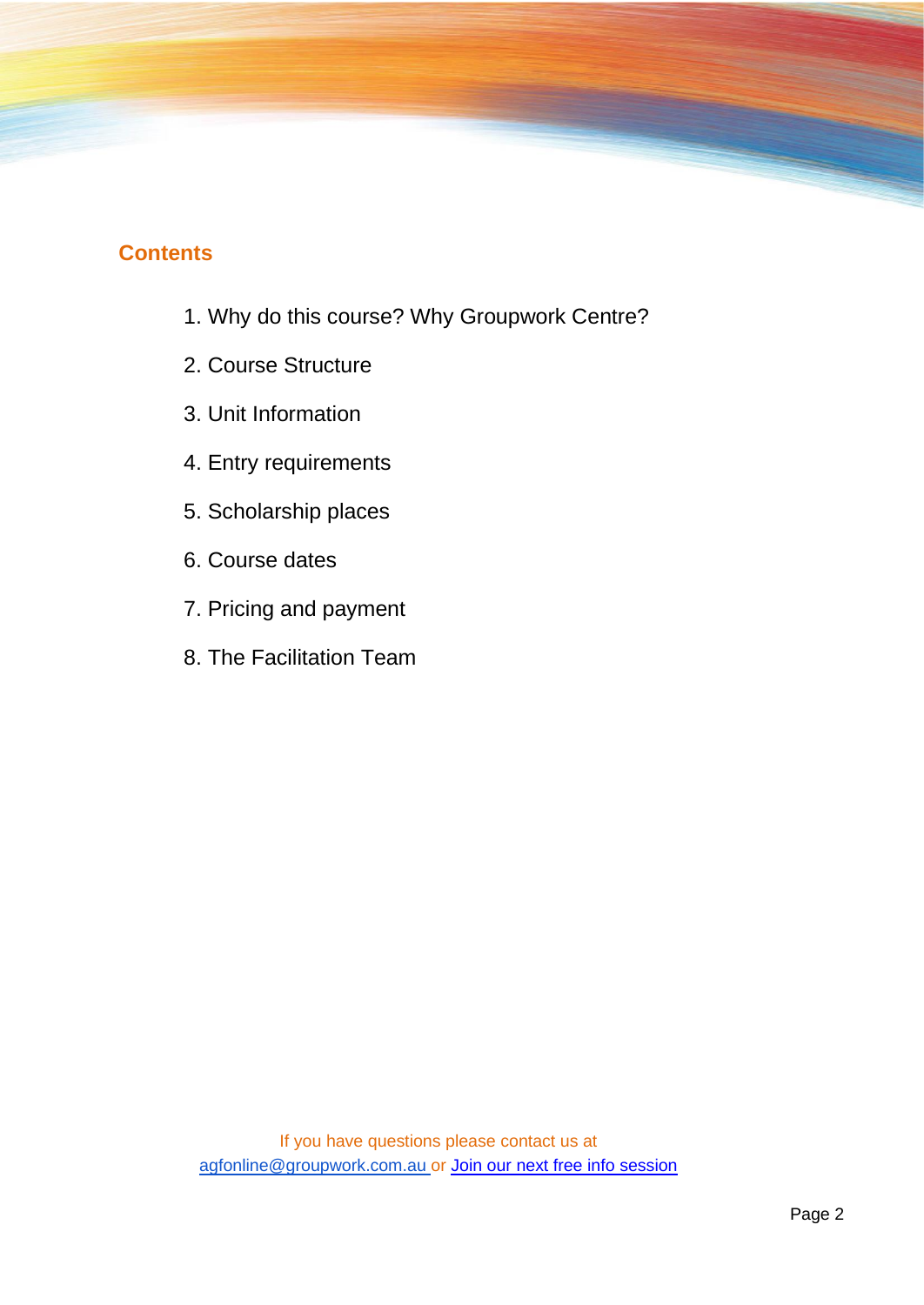## Contents

1. Why do this course? Why Groupwork Centre?
2. Course Structure
3. Unit Information
4. Entry requirements
5. Scholarship places
6. Course dates
7. Pricing and payment
8. The Facilitation Team

If you have questions please contact us at agfonline@groupwork.com.au or Join our next free info session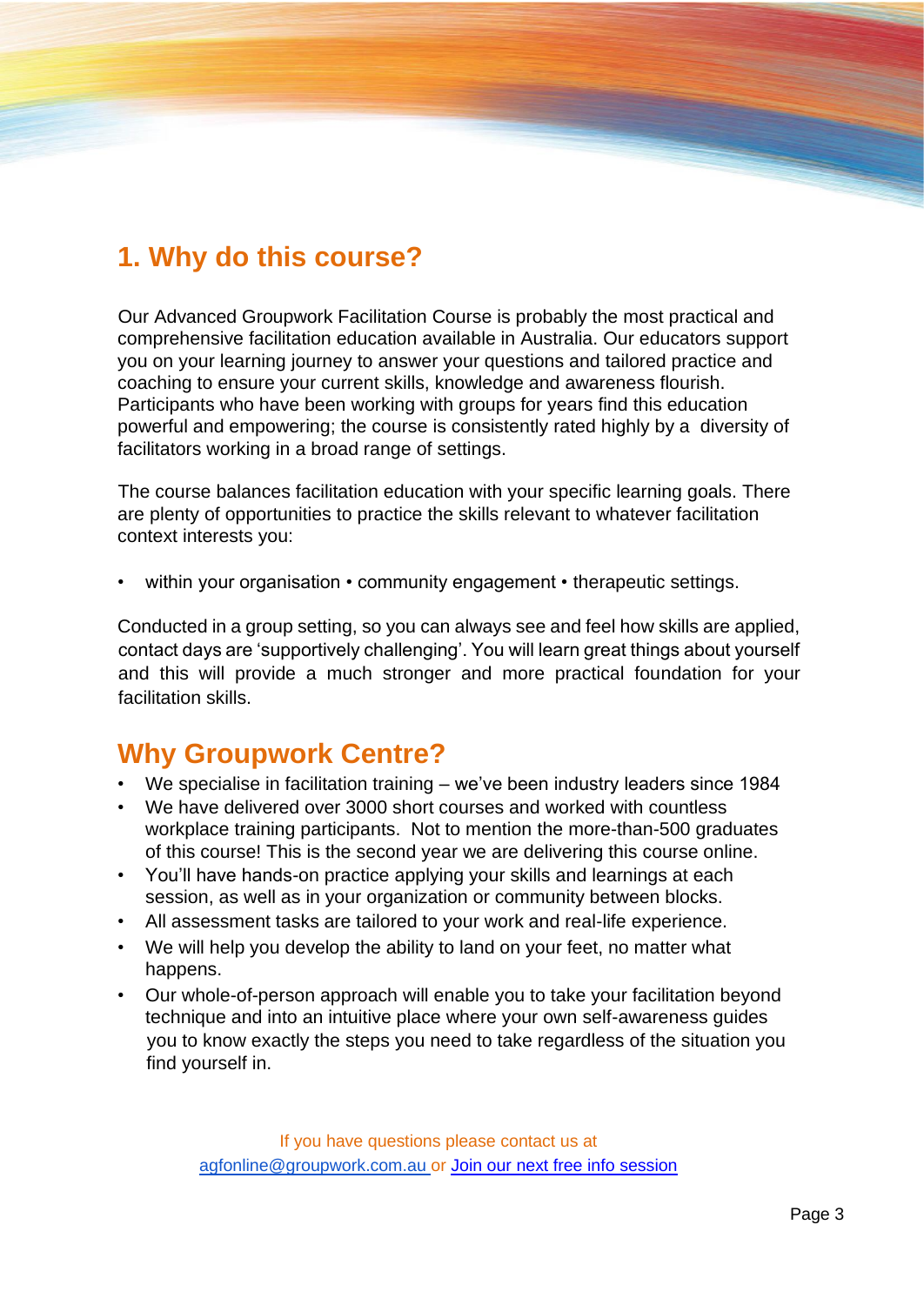## 1. Why do this course?

Our Advanced Groupwork Facilitation Course is probably the most practical and comprehensive facilitation education available in Australia. Our educators support you on your learning journey to answer your questions and tailored practice and coaching to ensure your current skills, knowledge and awareness flourish. Participants who have been working with groups for years find this education powerful and empowering; the course is consistently rated highly by a diversity of facilitators working in a broad range of settings.

The course balances facilitation education with your specific learning goals. There are plenty of opportunities to practice the skills relevant to whatever facilitation context interests you:

- within your organisation • community engagement • therapeutic settings.

Conducted in a group setting, so you can always see and feel how skills are applied, contact days are 'supportively challenging'. You will learn great things about yourself and this will provide a much stronger and more practical foundation for your facilitation skills.

## Why Groupwork Centre?

- We specialise in facilitation training – we've been industry leaders since 1984
- We have delivered over 3000 short courses and worked with countless workplace training participants. Not to mention the more-than-500 graduates of this course! This is the second year we are delivering this course online.
- You'll have hands-on practice applying your skills and learnings at each session, as well as in your organization or community between blocks.
- All assessment tasks are tailored to your work and real-life experience.
- We will help you develop the ability to land on your feet, no matter what happens.
- Our whole-of-person approach will enable you to take your facilitation beyond technique and into an intuitive place where your own self-awareness guides you to know exactly the steps you need to take regardless of the situation you find yourself in.

If you have questions please contact us at agfonline@groupwork.com.au or Join our next free info session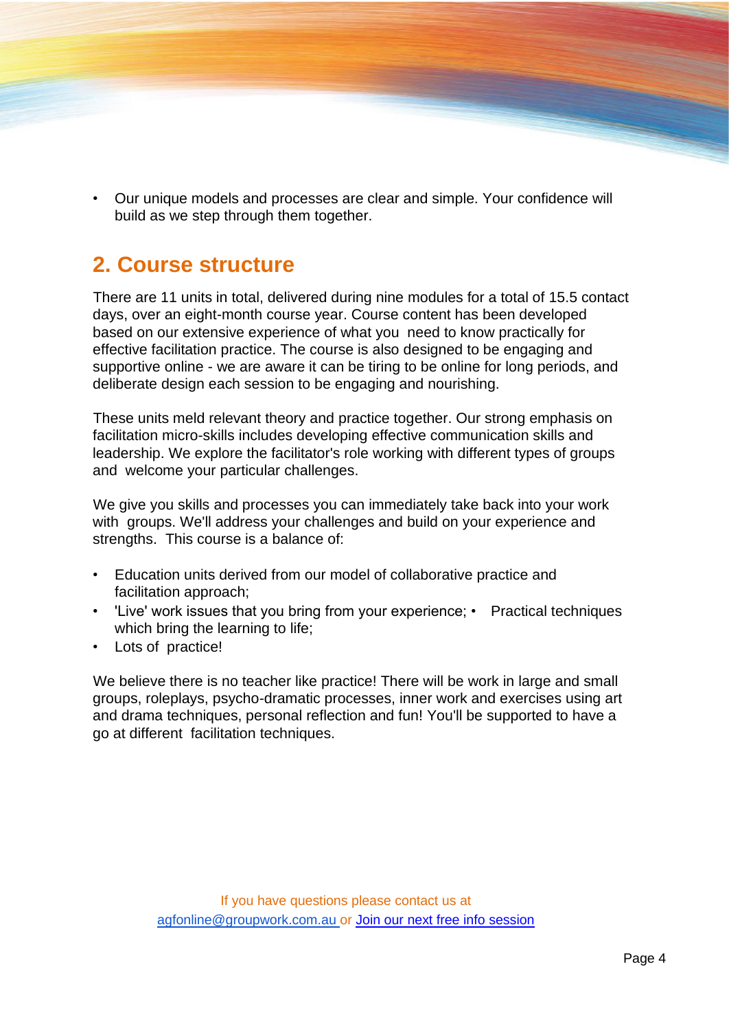- Our unique models and processes are clear and simple. Your confidence will build as we step through them together.

## 2. Course structure

There are 11 units in total, delivered during nine modules for a total of 15.5 contact days, over an eight-month course year. Course content has been developed based on our extensive experience of what you need to know practically for effective facilitation practice. The course is also designed to be engaging and supportive online - we are aware it can be tiring to be online for long periods, and deliberate design each session to be engaging and nourishing.

These units meld relevant theory and practice together. Our strong emphasis on facilitation micro-skills includes developing effective communication skills and leadership. We explore the facilitator's role working with different types of groups and welcome your particular challenges.

We give you skills and processes you can immediately take back into your work with groups. We'll address your challenges and build on your experience and strengths. This course is a balance of:

- Education units derived from our model of collaborative practice and facilitation approach;
- 'Live' work issues that you bring from your experience;
- Practical techniques which bring the learning to life;
- Lots of practice!

We believe there is no teacher like practice! There will be work in large and small groups, roleplays, psycho-dramatic processes, inner work and exercises using art and drama techniques, personal reflection and fun! You'll be supported to have a go at different facilitation techniques.

If you have questions please contact us at agfonline@groupwork.com.au or Join our next free info session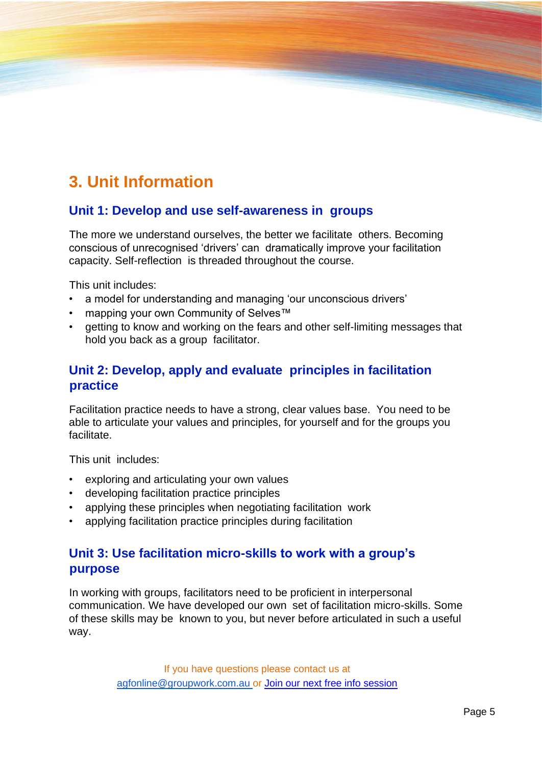## 3. Unit Information

### Unit 1: Develop and use self-awareness in groups

The more we understand ourselves, the better we facilitate others. Becoming conscious of unrecognised 'drivers' can dramatically improve your facilitation capacity. Self-reflection is threaded throughout the course.

This unit includes:

- a model for understanding and managing 'our unconscious drivers'
- mapping your own Community of Selves™
- getting to know and working on the fears and other self-limiting messages that hold you back as a group facilitator.

### Unit 2: Develop, apply and evaluate principles in facilitation practice

Facilitation practice needs to have a strong, clear values base. You need to be able to articulate your values and principles, for yourself and for the groups you facilitate.

This unit includes:

- exploring and articulating your own values
- developing facilitation practice principles
- applying these principles when negotiating facilitation work
- applying facilitation practice principles during facilitation

### Unit 3: Use facilitation micro-skills to work with a group's purpose

In working with groups, facilitators need to be proficient in interpersonal communication. We have developed our own set of facilitation micro-skills. Some of these skills may be known to you, but never before articulated in such a useful way.

If you have questions please contact us at agfonline@groupwork.com.au or Join our next free info session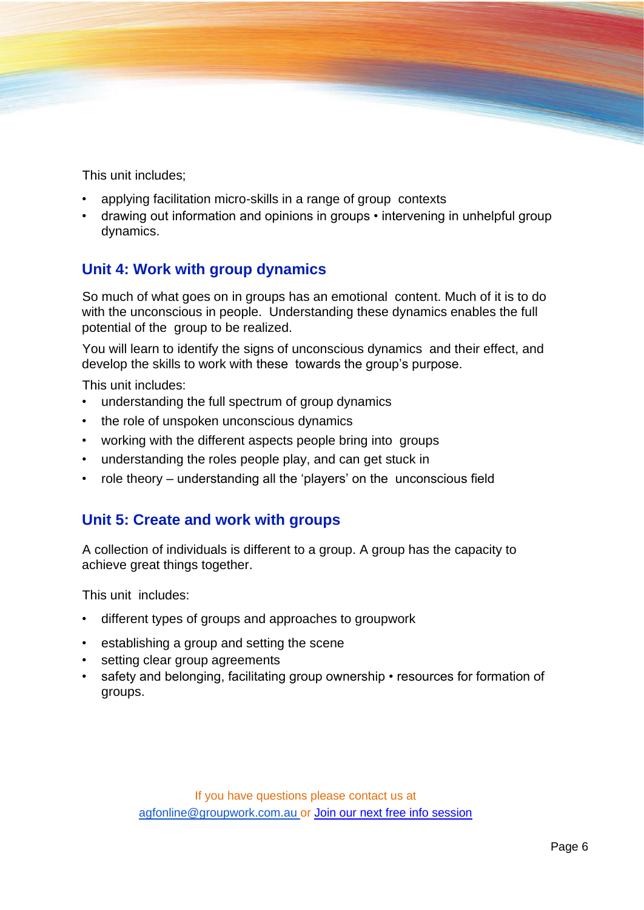This unit includes;

- applying facilitation micro-skills in a range of group contexts
- drawing out information and opinions in groups • intervening in unhelpful group dynamics.

## Unit 4: Work with group dynamics

So much of what goes on in groups has an emotional content. Much of it is to do with the unconscious in people. Understanding these dynamics enables the full potential of the group to be realized.

You will learn to identify the signs of unconscious dynamics and their effect, and develop the skills to work with these towards the group's purpose.

This unit includes:

- understanding the full spectrum of group dynamics
- the role of unspoken unconscious dynamics
- working with the different aspects people bring into groups
- understanding the roles people play, and can get stuck in
- role theory – understanding all the 'players' on the unconscious field

## Unit 5: Create and work with groups

A collection of individuals is different to a group. A group has the capacity to achieve great things together.

This unit includes:

- different types of groups and approaches to groupwork
- establishing a group and setting the scene
- setting clear group agreements
- safety and belonging, facilitating group ownership • resources for formation of groups.

If you have questions please contact us at agfonline@groupwork.com.au or Join our next free info session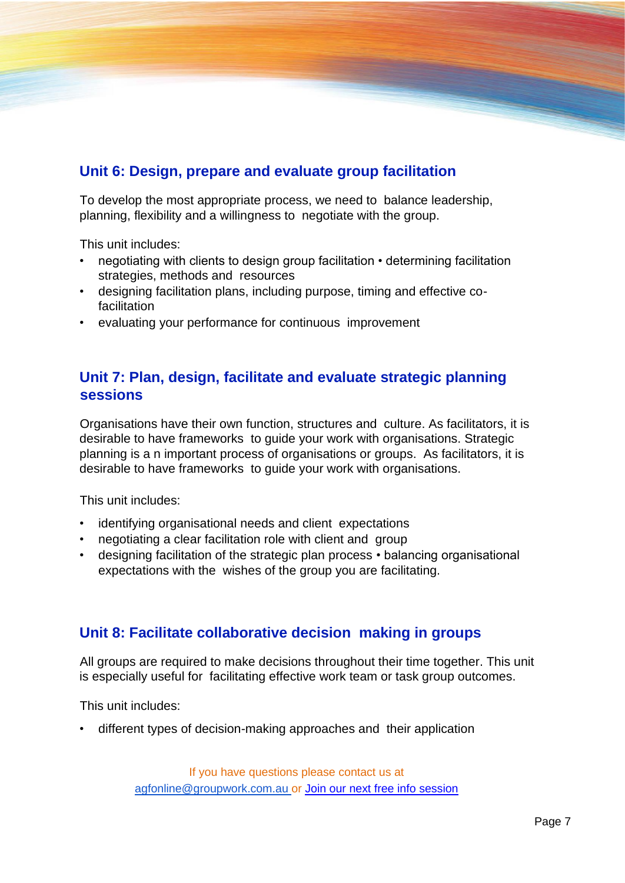## Unit 6: Design, prepare and evaluate group facilitation

To develop the most appropriate process, we need to balance leadership, planning, flexibility and a willingness to negotiate with the group.

This unit includes:

- negotiating with clients to design group facilitation • determining facilitation strategies, methods and resources
- designing facilitation plans, including purpose, timing and effective co-facilitation
- evaluating your performance for continuous improvement

## Unit 7: Plan, design, facilitate and evaluate strategic planning sessions

Organisations have their own function, structures and culture. As facilitators, it is desirable to have frameworks to guide your work with organisations. Strategic planning is a n important process of organisations or groups. As facilitators, it is desirable to have frameworks to guide your work with organisations.

This unit includes:

- identifying organisational needs and client expectations
- negotiating a clear facilitation role with client and group
- designing facilitation of the strategic plan process • balancing organisational expectations with the wishes of the group you are facilitating.

## Unit 8: Facilitate collaborative decision making in groups

All groups are required to make decisions throughout their time together. This unit is especially useful for facilitating effective work team or task group outcomes.

This unit includes:

- different types of decision-making approaches and their application

If you have questions please contact us at
agfonline@groupwork.com.au or Join our next free info session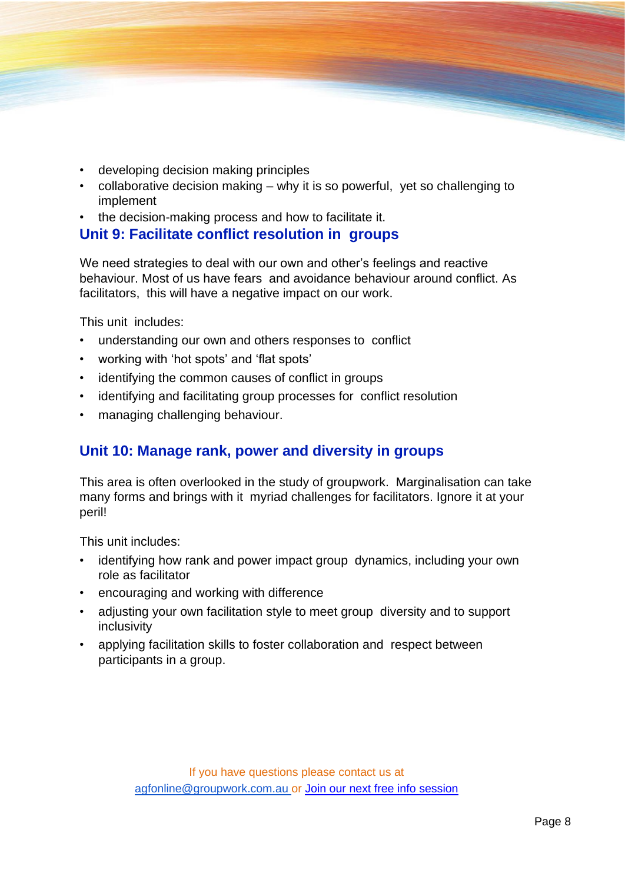- developing decision making principles
- collaborative decision making – why it is so powerful, yet so challenging to implement
- the decision-making process and how to facilitate it.

## Unit 9: Facilitate conflict resolution in groups

We need strategies to deal with our own and other's feelings and reactive behaviour. Most of us have fears and avoidance behaviour around conflict. As facilitators, this will have a negative impact on our work.

This unit includes:

- understanding our own and others responses to conflict
- working with 'hot spots' and 'flat spots'
- identifying the common causes of conflict in groups
- identifying and facilitating group processes for conflict resolution
- managing challenging behaviour.

## Unit 10: Manage rank, power and diversity in groups

This area is often overlooked in the study of groupwork. Marginalisation can take many forms and brings with it myriad challenges for facilitators. Ignore it at your peril!

This unit includes:

- identifying how rank and power impact group dynamics, including your own role as facilitator
- encouraging and working with difference
- adjusting your own facilitation style to meet group diversity and to support inclusivity
- applying facilitation skills to foster collaboration and respect between participants in a group.

If you have questions please contact us at agfonline@groupwork.com.au or Join our next free info session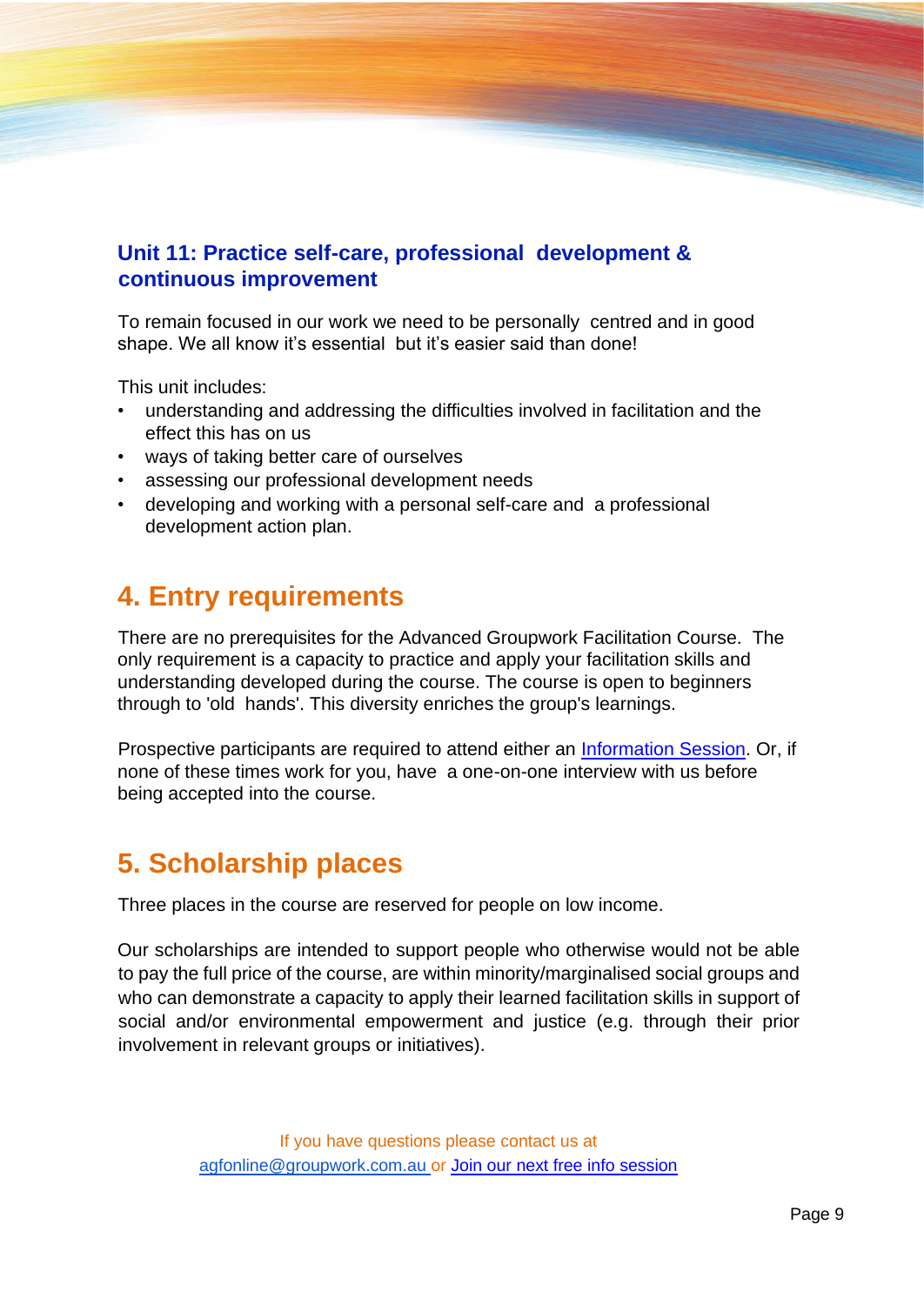### Unit 11: Practice self-care, professional development & continuous improvement

To remain focused in our work we need to be personally centred and in good shape. We all know it's essential but it's easier said than done!

This unit includes:

- understanding and addressing the difficulties involved in facilitation and the effect this has on us
- ways of taking better care of ourselves
- assessing our professional development needs
- developing and working with a personal self-care and a professional development action plan.

## 4. Entry requirements

There are no prerequisites for the Advanced Groupwork Facilitation Course. The only requirement is a capacity to practice and apply your facilitation skills and understanding developed during the course. The course is open to beginners through to 'old hands'. This diversity enriches the group's learnings.

Prospective participants are required to attend either an Information Session. Or, if none of these times work for you, have a one-on-one interview with us before being accepted into the course.

## 5. Scholarship places

Three places in the course are reserved for people on low income.

Our scholarships are intended to support people who otherwise would not be able to pay the full price of the course, are within minority/marginalised social groups and who can demonstrate a capacity to apply their learned facilitation skills in support of social and/or environmental empowerment and justice (e.g. through their prior involvement in relevant groups or initiatives).

If you have questions please contact us at agfonline@groupwork.com.au or Join our next free info session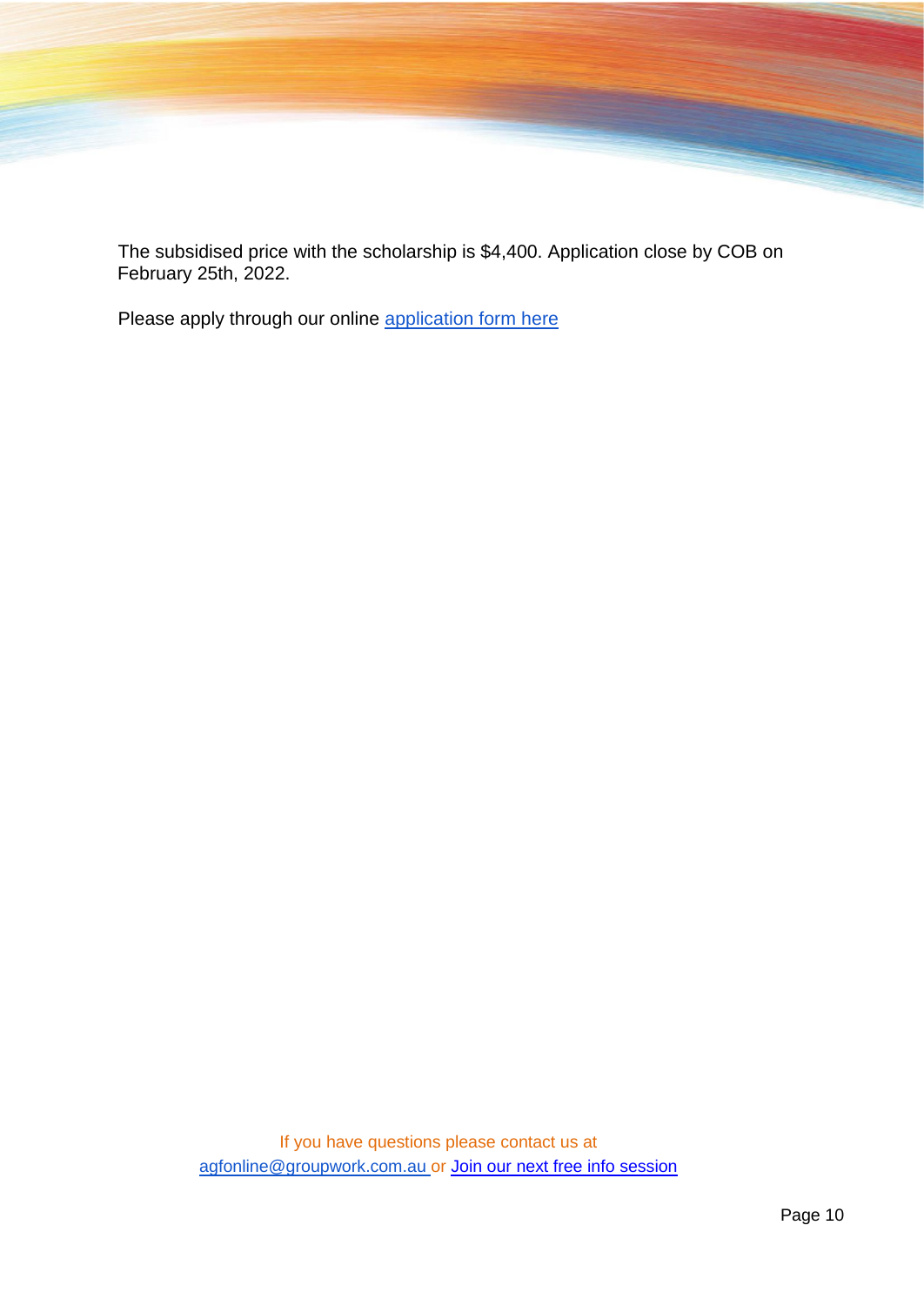The subsidised price with the scholarship is $4,400. Application close by COB on February 25th, 2022.

Please apply through our online application form here

If you have questions please contact us at agfonline@groupwork.com.au or Join our next free info session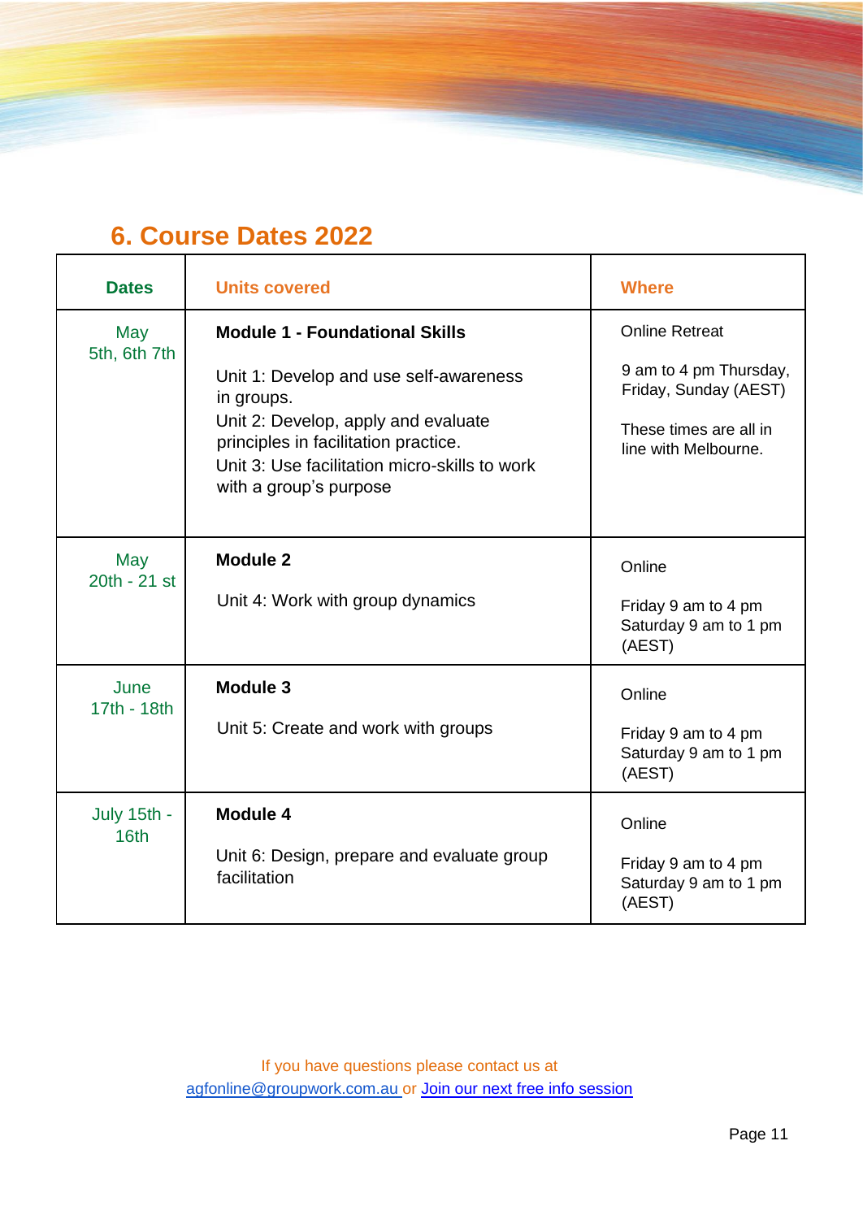## 6. Course Dates 2022

| Dates | Units covered | Where |
|---|---|---|
| May 5th, 6th 7th | **Module 1 - Foundational Skills**<br><br>Unit 1: Develop and use self-awareness in groups.<br>Unit 2: Develop, apply and evaluate principles in facilitation practice.<br>Unit 3: Use facilitation micro-skills to work with a group's purpose | Online Retreat<br><br>9 am to 4 pm Thursday, Friday, Sunday (AEST)<br><br>These times are all in line with Melbourne. |
| May 20th - 21 st | **Module 2**<br><br>Unit 4: Work with group dynamics | Online<br><br>Friday 9 am to 4 pm<br>Saturday 9 am to 1 pm (AEST) |
| June 17th - 18th | **Module 3**<br><br>Unit 5: Create and work with groups | Online<br><br>Friday 9 am to 4 pm<br>Saturday 9 am to 1 pm (AEST) |
| July 15th - 16th | **Module 4**<br><br>Unit 6: Design, prepare and evaluate group facilitation | Online<br><br>Friday 9 am to 4 pm<br>Saturday 9 am to 1 pm (AEST) |

If you have questions please contact us at agfonline@groupwork.com.au or Join our next free info session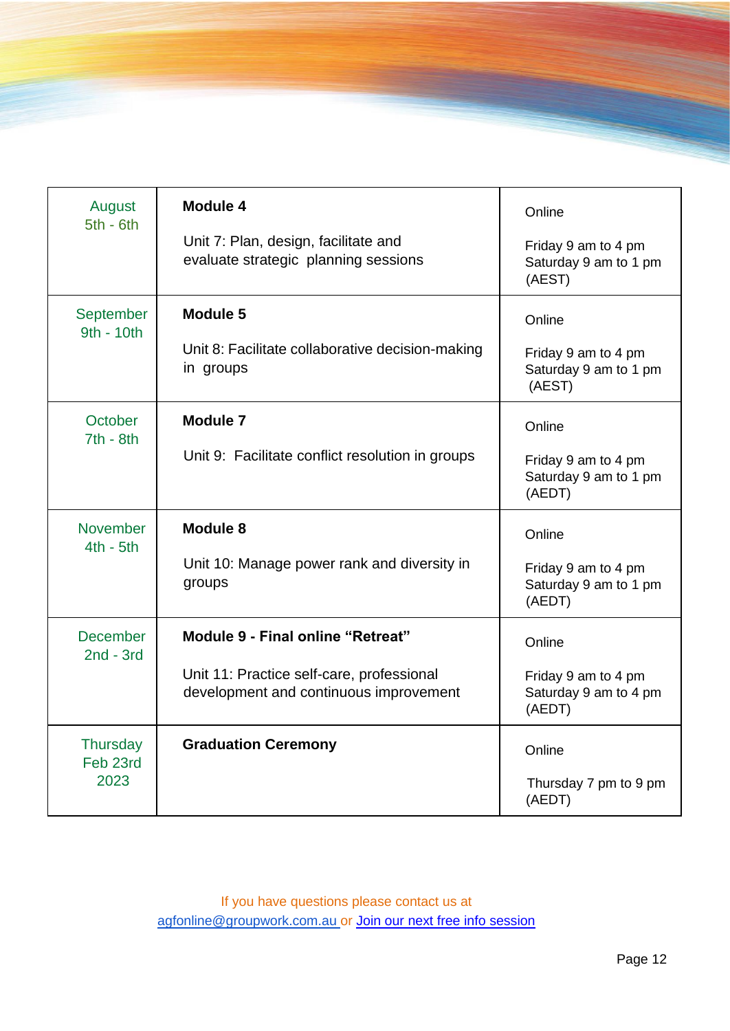| | | |
|---|---|---|
| August 5th - 6th | **Module 4**<br><br>Unit 7: Plan, design, facilitate and evaluate strategic planning sessions | Online<br><br>Friday 9 am to 4 pm<br>Saturday 9 am to 1 pm<br>(AEST) |
| September 9th - 10th | **Module 5**<br><br>Unit 8: Facilitate collaborative decision-making in groups | Online<br><br>Friday 9 am to 4 pm<br>Saturday 9 am to 1 pm<br>(AEST) |
| October 7th - 8th | **Module 7**<br><br>Unit 9: Facilitate conflict resolution in groups | Online<br><br>Friday 9 am to 4 pm<br>Saturday 9 am to 1 pm<br>(AEDT) |
| November 4th - 5th | **Module 8**<br><br>Unit 10: Manage power rank and diversity in groups | Online<br><br>Friday 9 am to 4 pm<br>Saturday 9 am to 1 pm<br>(AEDT) |
| December 2nd - 3rd | **Module 9 - Final online "Retreat"**<br><br>Unit 11: Practice self-care, professional development and continuous improvement | Online<br><br>Friday 9 am to 4 pm<br>Saturday 9 am to 4 pm<br>(AEDT) |
| Thursday Feb 23rd 2023 | **Graduation Ceremony** | Online<br><br>Thursday 7 pm to 9 pm<br>(AEDT) |

If you have questions please contact us at
agfonline@groupwork.com.au or Join our next free info session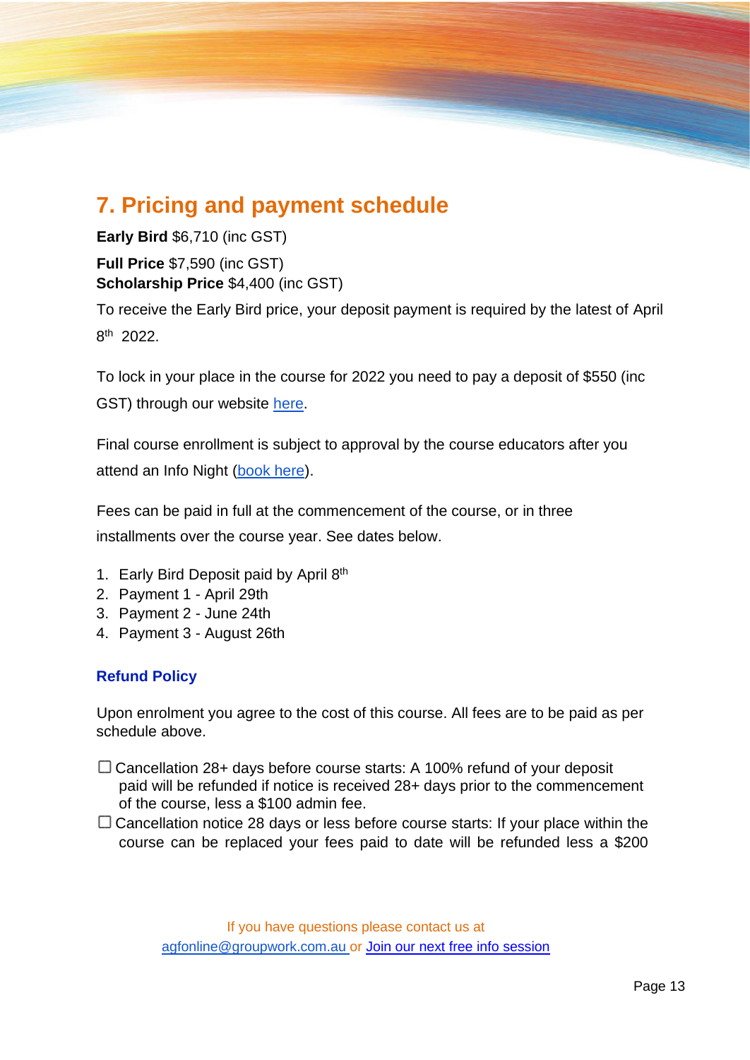## 7. Pricing and payment schedule

**Early Bird** $6,710 (inc GST)

**Full Price** $7,590 (inc GST)
**Scholarship Price** $4,400 (inc GST)

To receive the Early Bird price, your deposit payment is required by the latest of April 8th 2022.

To lock in your place in the course for 2022 you need to pay a deposit of $550 (inc GST) through our website [here](here).

Final course enrollment is subject to approval by the course educators after you attend an Info Night ([book here](book here)).

Fees can be paid in full at the commencement of the course, or in three installments over the course year. See dates below.

1. Early Bird Deposit paid by April 8th
2. Payment 1 - April 29th
3. Payment 2 - June 24th
4. Payment 3 - August 26th

### Refund Policy

Upon enrolment you agree to the cost of this course. All fees are to be paid as per schedule above.

- ☐ Cancellation 28+ days before course starts: A 100% refund of your deposit paid will be refunded if notice is received 28+ days prior to the commencement of the course, less a $100 admin fee.
- ☐ Cancellation notice 28 days or less before course starts: If your place within the course can be replaced your fees paid to date will be refunded less a $200

If you have questions please contact us at agfonline@groupwork.com.au or [Join our next free info session](Join our next free info session)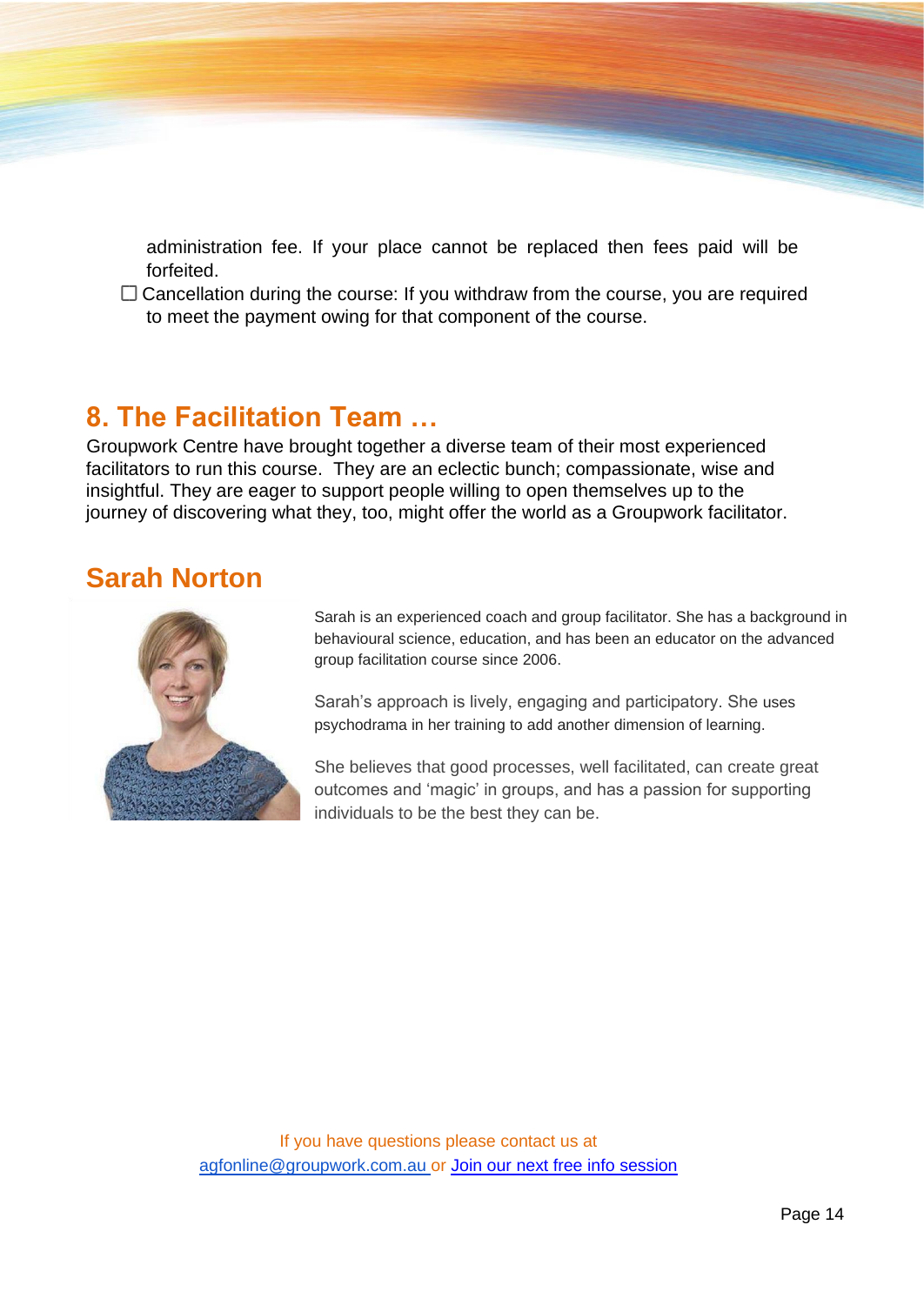administration fee. If your place cannot be replaced then fees paid will be forfeited.

- ☐ Cancellation during the course: If you withdraw from the course, you are required to meet the payment owing for that component of the course.

## 8. The Facilitation Team …

Groupwork Centre have brought together a diverse team of their most experienced facilitators to run this course. They are an eclectic bunch; compassionate, wise and insightful. They are eager to support people willing to open themselves up to the journey of discovering what they, too, might offer the world as a Groupwork facilitator.

## Sarah Norton

Sarah is an experienced coach and group facilitator. She has a background in behavioural science, education, and has been an educator on the advanced group facilitation course since 2006.

Sarah's approach is lively, engaging and participatory. She uses psychodrama in her training to add another dimension of learning.

She believes that good processes, well facilitated, can create great outcomes and 'magic' in groups, and has a passion for supporting individuals to be the best they can be.

If you have questions please contact us at [agfonline@groupwork.com.au](mailto:agfonline@groupwork.com.au) or Join our next free info session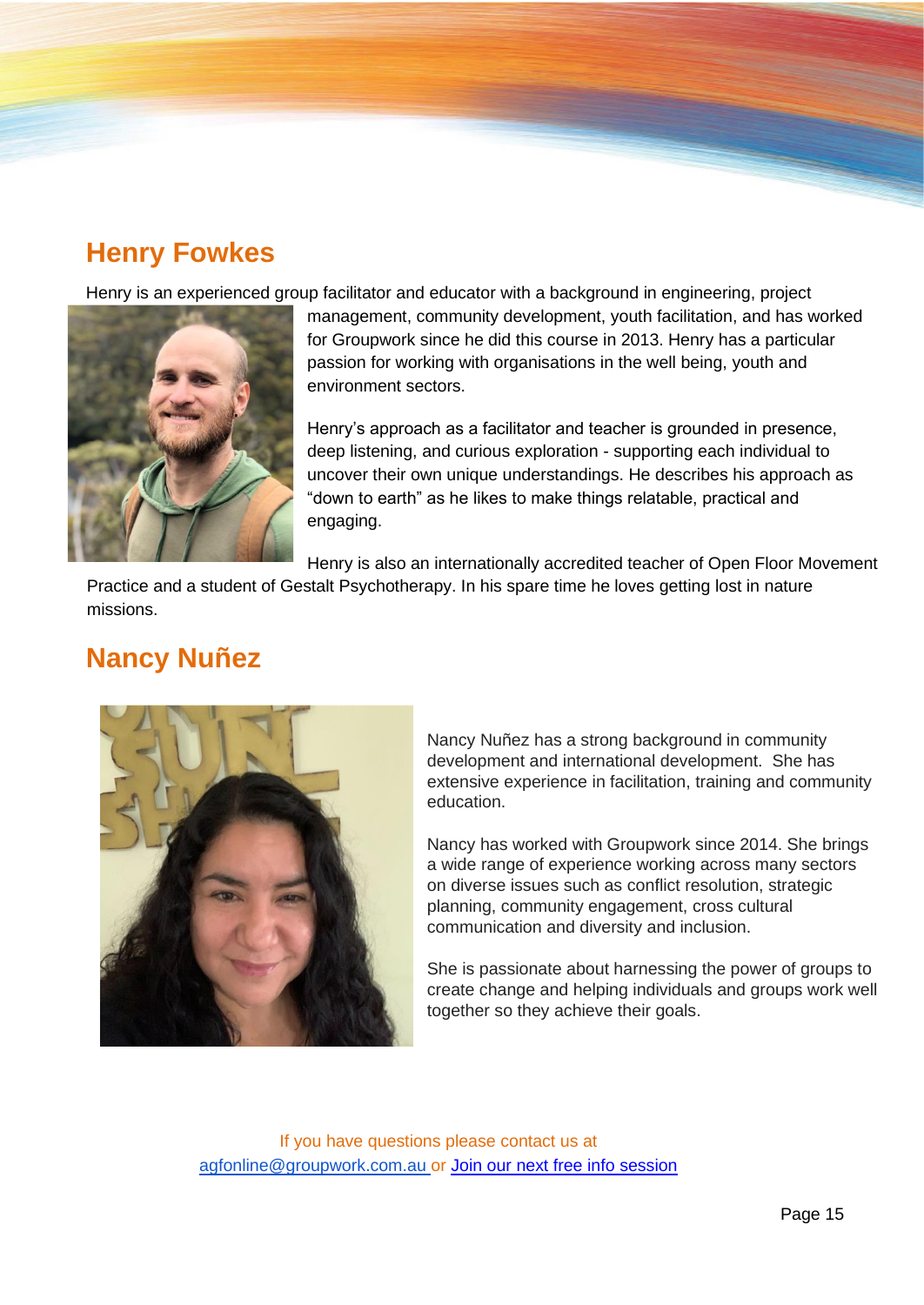## Henry Fowkes

Henry is an experienced group facilitator and educator with a background in engineering, project management, community development, youth facilitation, and has worked for Groupwork since he did this course in 2013. Henry has a particular passion for working with organisations in the well being, youth and environment sectors.

Henry's approach as a facilitator and teacher is grounded in presence, deep listening, and curious exploration - supporting each individual to uncover their own unique understandings. He describes his approach as "down to earth" as he likes to make things relatable, practical and engaging.

Henry is also an internationally accredited teacher of Open Floor Movement Practice and a student of Gestalt Psychotherapy. In his spare time he loves getting lost in nature missions.

## Nancy Nuñez

Nancy Nuñez has a strong background in community development and international development. She has extensive experience in facilitation, training and community education.

Nancy has worked with Groupwork since 2014. She brings a wide range of experience working across many sectors on diverse issues such as conflict resolution, strategic planning, community engagement, cross cultural communication and diversity and inclusion.

She is passionate about harnessing the power of groups to create change and helping individuals and groups work well together so they achieve their goals.

If you have questions please contact us at agfonline@groupwork.com.au or [Join our next free info session]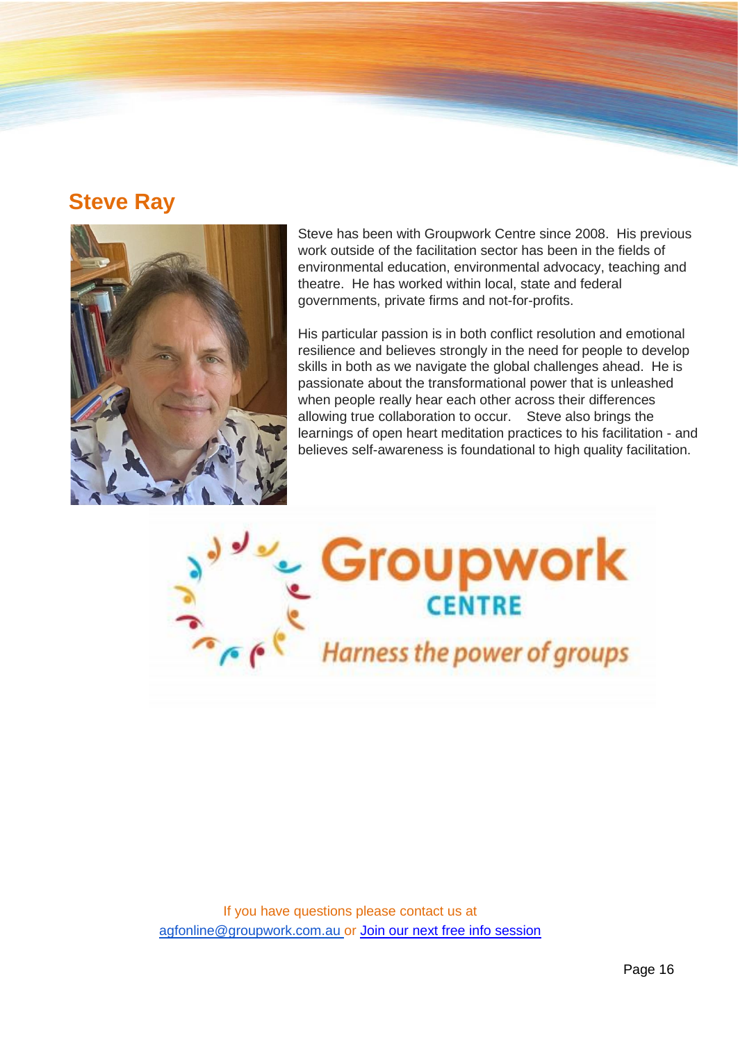## Steve Ray

Steve has been with Groupwork Centre since 2008. His previous work outside of the facilitation sector has been in the fields of environmental education, environmental advocacy, teaching and theatre. He has worked within local, state and federal governments, private firms and not-for-profits.

His particular passion is in both conflict resolution and emotional resilience and believes strongly in the need for people to develop skills in both as we navigate the global challenges ahead. He is passionate about the transformational power that is unleashed when people really hear each other across their differences allowing true collaboration to occur. Steve also brings the learnings of open heart meditation practices to his facilitation - and believes self-awareness is foundational to high quality facilitation.

Groupwork CENTRE

*Harness the power of groups*

If you have questions please contact us at agfonline@groupwork.com.au or Join our next free info session